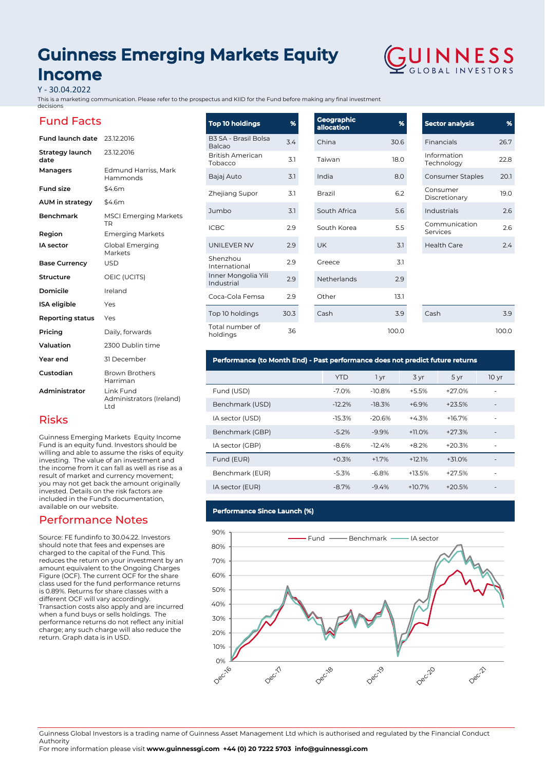# Guinness Emerging Markets Equity Income

Y - 30.04.2022

This is a marketing communication. Please refer to the prospectus and KIID for the Fund before making any final investment decisions

GUINNESS GLOBAL INVESTORS

## Fund Facts

| | |
|---|---|
| **Fund launch date** | 23.12.2016 |
| **Strategy launch date** | 23.12.2016 |
| **Managers** | Edmund Harriss, Mark Hammonds |
| **Fund size** | $4.6m |
| **AUM in strategy** | $4.6m |
| **Benchmark** | MSCI Emerging Markets TR |
| **Region** | Emerging Markets |
| **IA sector** | Global Emerging Markets |
| **Base Currency** | USD |
| **Structure** | OEIC (UCITS) |
| **Domicile** | Ireland |
| **ISA eligible** | Yes |
| **Reporting status** | Yes |
| **Pricing** | Daily, forwards |
| **Valuation** | 2300 Dublin time |
| **Year end** | 31 December |
| **Custodian** | Brown Brothers Harriman |
| **Administrator** | Link Fund Administrators (Ireland) Ltd |

## Risks

Guinness Emerging Markets Equity Income Fund is an equity fund. Investors should be willing and able to assume the risks of equity investing. The value of an investment and the income from it can fall as well as rise as a result of market and currency movement; you may not get back the amount originally invested. Details on the risk factors are included in the Fund's documentation, available on our website.

## Performance Notes

Source: FE fundinfo to 30.04.22. Investors should note that fees and expenses are charged to the capital of the Fund. This reduces the return on your investment by an amount equivalent to the Ongoing Charges Figure (OCF). The current OCF for the share class used for the fund performance returns is 0.89%. Returns for share classes with a different OCF will vary accordingly. Transaction costs also apply and are incurred when a fund buys or sells holdings. The performance returns do not reflect any initial charge; any such charge will also reduce the return. Graph data is in USD.

| Top 10 holdings | % |
|---|---|
| B3 SA - Brasil Bolsa Balcao | 3.4 |
| British American Tobacco | 3.1 |
| Bajaj Auto | 3.1 |
| Zhejiang Supor | 3.1 |
| Jumbo | 3.1 |
| ICBC | 2.9 |
| UNILEVER NV | 2.9 |
| Shenzhou International | 2.9 |
| Inner Mongolia Yili Industrial | 2.9 |
| Coca-Cola Femsa | 2.9 |
| Top 10 holdings | 30.3 |
| Total number of holdings | 36 |

| Geographic allocation | % |
|---|---|
| China | 30.6 |
| Taiwan | 18.0 |
| India | 8.0 |
| Brazil | 6.2 |
| South Africa | 5.6 |
| South Korea | 5.5 |
| UK | 3.1 |
| Greece | 3.1 |
| Netherlands | 2.9 |
| Other | 13.1 |
| Cash | 3.9 |
| | 100.0 |

| Sector analysis | % |
|---|---|
| Financials | 26.7 |
| Information Technology | 22.8 |
| Consumer Staples | 20.1 |
| Consumer Discretionary | 19.0 |
| Industrials | 2.6 |
| Communication Services | 2.6 |
| Health Care | 2.4 |
| Cash | 3.9 |
| | 100.0 |

## Performance (to Month End) - Past performance does not predict future returns

| | YTD | 1 yr | 3 yr | 5 yr | 10 yr |
|---|---|---|---|---|---|
| Fund (USD) | -7.0% | -10.8% | +5.5% | +27.0% | - |
| Benchmark (USD) | -12.2% | -18.3% | +6.9% | +23.5% | - |
| IA sector (USD) | -15.3% | -20.6% | +4.3% | +16.7% | - |
| Benchmark (GBP) | -5.2% | -9.9% | +11.0% | +27.3% | - |
| IA sector (GBP) | -8.6% | -12.4% | +8.2% | +20.3% | - |
| Fund (EUR) | +0.3% | +1.7% | +12.1% | +31.0% | - |
| Benchmark (EUR) | -5.3% | -6.8% | +13.5% | +27.5% | - |
| IA sector (EUR) | -8.7% | -9.4% | +10.7% | +20.5% | - |

## Performance Since Launch (%)

Legend: Fund, Benchmark, IA sector

Y-axis: 0% to 90%; X-axis: Dec-16, Dec-17, Dec-18, Dec-19, Dec-20, Dec-21

Guinness Global Investors is a trading name of Guinness Asset Management Ltd which is authorised and regulated by the Financial Conduct Authority

For more information please visit **www.guinnessgi.com** **+44 (0) 20 7222 5703** **info@guinnessgi.com**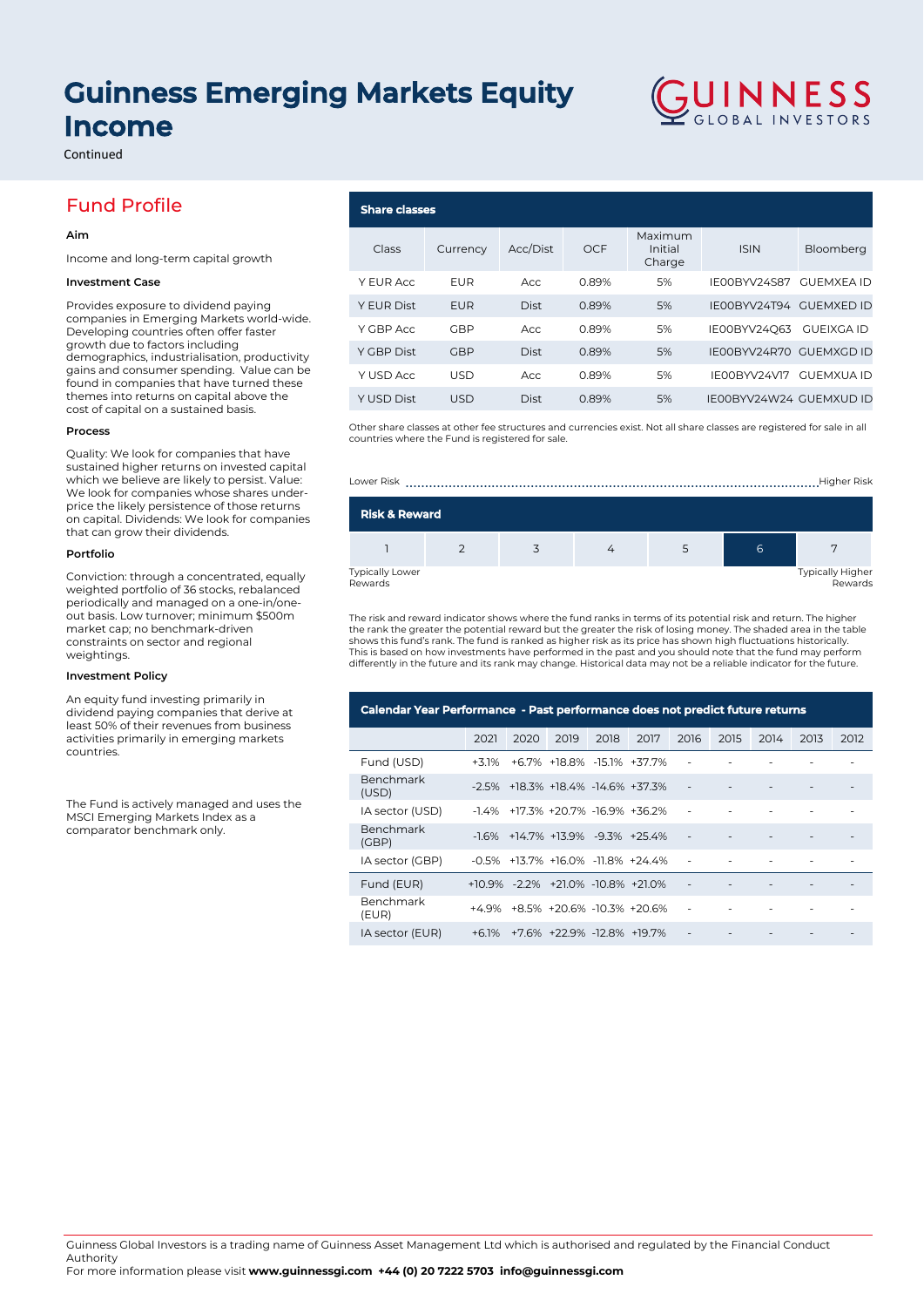# Guinness Emerging Markets Equity Income

Continued

## Fund Profile

**Aim**

Income and long-term capital growth

**Investment Case**

Provides exposure to dividend paying companies in Emerging Markets world-wide. Developing countries often offer faster growth due to factors including demographics, industrialisation, productivity gains and consumer spending. Value can be found in companies that have turned these themes into returns on capital above the cost of capital on a sustained basis.

**Process**

Quality: We look for companies that have sustained higher returns on invested capital which we believe are likely to persist. Value: We look for companies whose shares under-price the likely persistence of those returns on capital. Dividends: We look for companies that can grow their dividends.

**Portfolio**

Conviction: through a concentrated, equally weighted portfolio of 36 stocks, rebalanced periodically and managed on a one-in/one-out basis. Low turnover; minimum $500m market cap; no benchmark-driven constraints on sector and regional weightings.

**Investment Policy**

An equity fund investing primarily in dividend paying companies that derive at least 50% of their revenues from business activities primarily in emerging markets countries.

The Fund is actively managed and uses the MSCI Emerging Markets Index as a comparator benchmark only.

### Share classes

| Class | Currency | Acc/Dist | OCF | Maximum Initial Charge | ISIN | Bloomberg |
|---|---|---|---|---|---|---|
| Y EUR Acc | EUR | Acc | 0.89% | 5% | IE00BYV24S87 | GUEMXEA ID |
| Y EUR Dist | EUR | Dist | 0.89% | 5% | IE00BYV24T94 | GUEMXED ID |
| Y GBP Acc | GBP | Acc | 0.89% | 5% | IE00BYV24Q63 | GUEIXGA ID |
| Y GBP Dist | GBP | Dist | 0.89% | 5% | IE00BYV24R70 | GUEMXGD ID |
| Y USD Acc | USD | Acc | 0.89% | 5% | IE00BYV24V17 | GUEMXUA ID |
| Y USD Dist | USD | Dist | 0.89% | 5% | IE00BYV24W24 | GUEMXUD ID |

Other share classes at other fee structures and currencies exist. Not all share classes are registered for sale in all countries where the Fund is registered for sale.

Lower Risk ........ Higher Risk

### Risk & Reward

| 1 | 2 | 3 | 4 | 5 | **6** | 7 |
|---|---|---|---|---|---|---|

Typically Lower Rewards — Typically Higher Rewards

The risk and reward indicator shows where the fund ranks in terms of its potential risk and return. The higher the rank the greater the potential reward but the greater the risk of losing money. The shaded area in the table shows this fund's rank. The fund is ranked as higher risk as its price has shown high fluctuations historically. This is based on how investments have performed in the past and you should note that the fund may perform differently in the future and its rank may change. Historical data may not be a reliable indicator for the future.

### Calendar Year Performance - Past performance does not predict future returns

| | 2021 | 2020 | 2019 | 2018 | 2017 | 2016 | 2015 | 2014 | 2013 | 2012 |
|---|---|---|---|---|---|---|---|---|---|---|
| Fund (USD) | +3.1% | +6.7% | +18.8% | -15.1% | +37.7% | - | - | - | - | - |
| Benchmark (USD) | -2.5% | +18.3% | +18.4% | -14.6% | +37.3% | - | - | - | - | - |
| IA sector (USD) | -1.4% | +17.3% | +20.7% | -16.9% | +36.2% | - | - | - | - | - |
| Benchmark (GBP) | -1.6% | +14.7% | +13.9% | -9.3% | +25.4% | - | - | - | - | - |
| IA sector (GBP) | -0.5% | +13.7% | +16.0% | -11.8% | +24.4% | - | - | - | - | - |
| Fund (EUR) | +10.9% | -2.2% | +21.0% | -10.8% | +21.0% | - | - | - | - | - |
| Benchmark (EUR) | +4.9% | +8.5% | +20.6% | -10.3% | +20.6% | - | - | - | - | - |
| IA sector (EUR) | +6.1% | +7.6% | +22.9% | -12.8% | +19.7% | - | - | - | - | - |

Guinness Global Investors is a trading name of Guinness Asset Management Ltd which is authorised and regulated by the Financial Conduct Authority
For more information please visit **www.guinnessgi.com** **+44 (0) 20 7222 5703** **info@guinnessgi.com**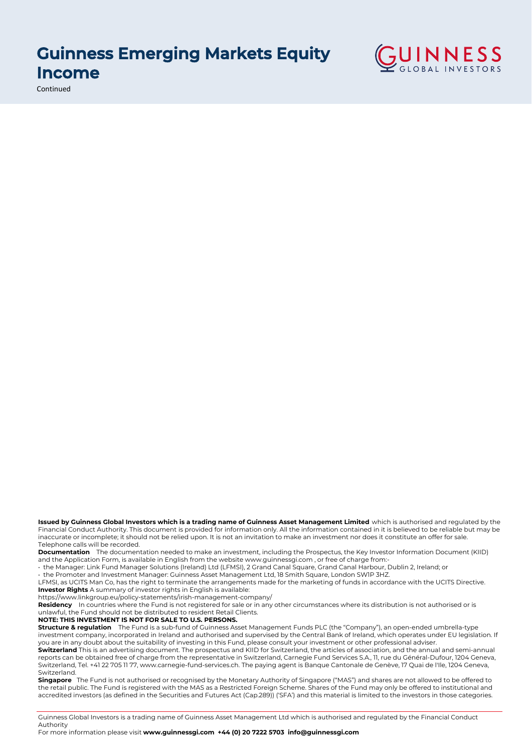# Guinness Emerging Markets Equity Income

Continued

**Issued by Guinness Global Investors which is a trading name of Guinness Asset Management Limited** which is authorised and regulated by the Financial Conduct Authority. This document is provided for information only. All the information contained in it is believed to be reliable but may be inaccurate or incomplete; it should not be relied upon. It is not an invitation to make an investment nor does it constitute an offer for sale. Telephone calls will be recorded.

**Documentation** The documentation needed to make an investment, including the Prospectus, the Key Investor Information Document (KIID) and the Application Form, is available in English from the website www.guinnessgi.com , or free of charge from:-

- the Manager: Link Fund Manager Solutions (Ireland) Ltd (LFMSI), 2 Grand Canal Square, Grand Canal Harbour, Dublin 2, Ireland; or
- the Promoter and Investment Manager: Guinness Asset Management Ltd, 18 Smith Square, London SW1P 3HZ.

LFMSI, as UCITS Man Co, has the right to terminate the arrangements made for the marketing of funds in accordance with the UCITS Directive.

**Investor Rights** A summary of investor rights in English is available:
https://www.linkgroup.eu/policy-statements/irish-management-company/

**Residency** In countries where the Fund is not registered for sale or in any other circumstances where its distribution is not authorised or is unlawful, the Fund should not be distributed to resident Retail Clients.

**NOTE: THIS INVESTMENT IS NOT FOR SALE TO U.S. PERSONS.**

**Structure & regulation** The Fund is a sub-fund of Guinness Asset Management Funds PLC (the "Company"), an open-ended umbrella-type investment company, incorporated in Ireland and authorised and supervised by the Central Bank of Ireland, which operates under EU legislation. If you are in any doubt about the suitability of investing in this Fund, please consult your investment or other professional adviser.

**Switzerland** This is an advertising document. The prospectus and KIID for Switzerland, the articles of association, and the annual and semi-annual reports can be obtained free of charge from the representative in Switzerland, Carnegie Fund Services S.A., 11, rue du Général-Dufour, 1204 Geneva, Switzerland, Tel. +41 22 705 11 77, www.carnegie-fund-services.ch. The paying agent is Banque Cantonale de Genève, 17 Quai de l'Ile, 1204 Geneva, Switzerland.

**Singapore** The Fund is not authorised or recognised by the Monetary Authority of Singapore ("MAS") and shares are not allowed to be offered to the retail public. The Fund is registered with the MAS as a Restricted Foreign Scheme. Shares of the Fund may only be offered to institutional and accredited investors (as defined in the Securities and Futures Act (Cap.289)) ('SFA') and this material is limited to the investors in those categories.

Guinness Global Investors is a trading name of Guinness Asset Management Ltd which is authorised and regulated by the Financial Conduct Authority

For more information please visit **www.guinnessgi.com +44 (0) 20 7222 5703 info@guinnessgi.com**